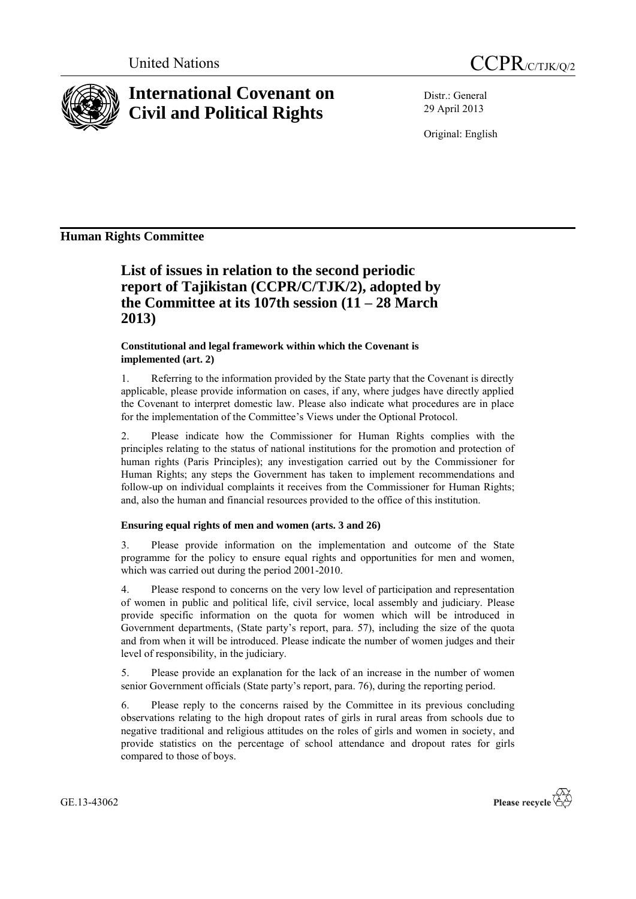United Nations

# CCPR/C/TJK/Q/2

# International Covenant on Civil and Political Rights

Distr.: General
29 April 2013

Original: English

## Human Rights Committee

## List of issues in relation to the second periodic report of Tajikistan (CCPR/C/TJK/2), adopted by the Committee at its 107th session (11 – 28 March 2013)

### Constitutional and legal framework within which the Covenant is implemented (art. 2)

1. Referring to the information provided by the State party that the Covenant is directly applicable, please provide information on cases, if any, where judges have directly applied the Covenant to interpret domestic law. Please also indicate what procedures are in place for the implementation of the Committee's Views under the Optional Protocol.

2. Please indicate how the Commissioner for Human Rights complies with the principles relating to the status of national institutions for the promotion and protection of human rights (Paris Principles); any investigation carried out by the Commissioner for Human Rights; any steps the Government has taken to implement recommendations and follow-up on individual complaints it receives from the Commissioner for Human Rights; and, also the human and financial resources provided to the office of this institution.

### Ensuring equal rights of men and women (arts. 3 and 26)

3. Please provide information on the implementation and outcome of the State programme for the policy to ensure equal rights and opportunities for men and women, which was carried out during the period 2001-2010.

4. Please respond to concerns on the very low level of participation and representation of women in public and political life, civil service, local assembly and judiciary. Please provide specific information on the quota for women which will be introduced in Government departments, (State party's report, para. 57), including the size of the quota and from when it will be introduced. Please indicate the number of women judges and their level of responsibility, in the judiciary.

5. Please provide an explanation for the lack of an increase in the number of women senior Government officials (State party's report, para. 76), during the reporting period.

6. Please reply to the concerns raised by the Committee in its previous concluding observations relating to the high dropout rates of girls in rural areas from schools due to negative traditional and religious attitudes on the roles of girls and women in society, and provide statistics on the percentage of school attendance and dropout rates for girls compared to those of boys.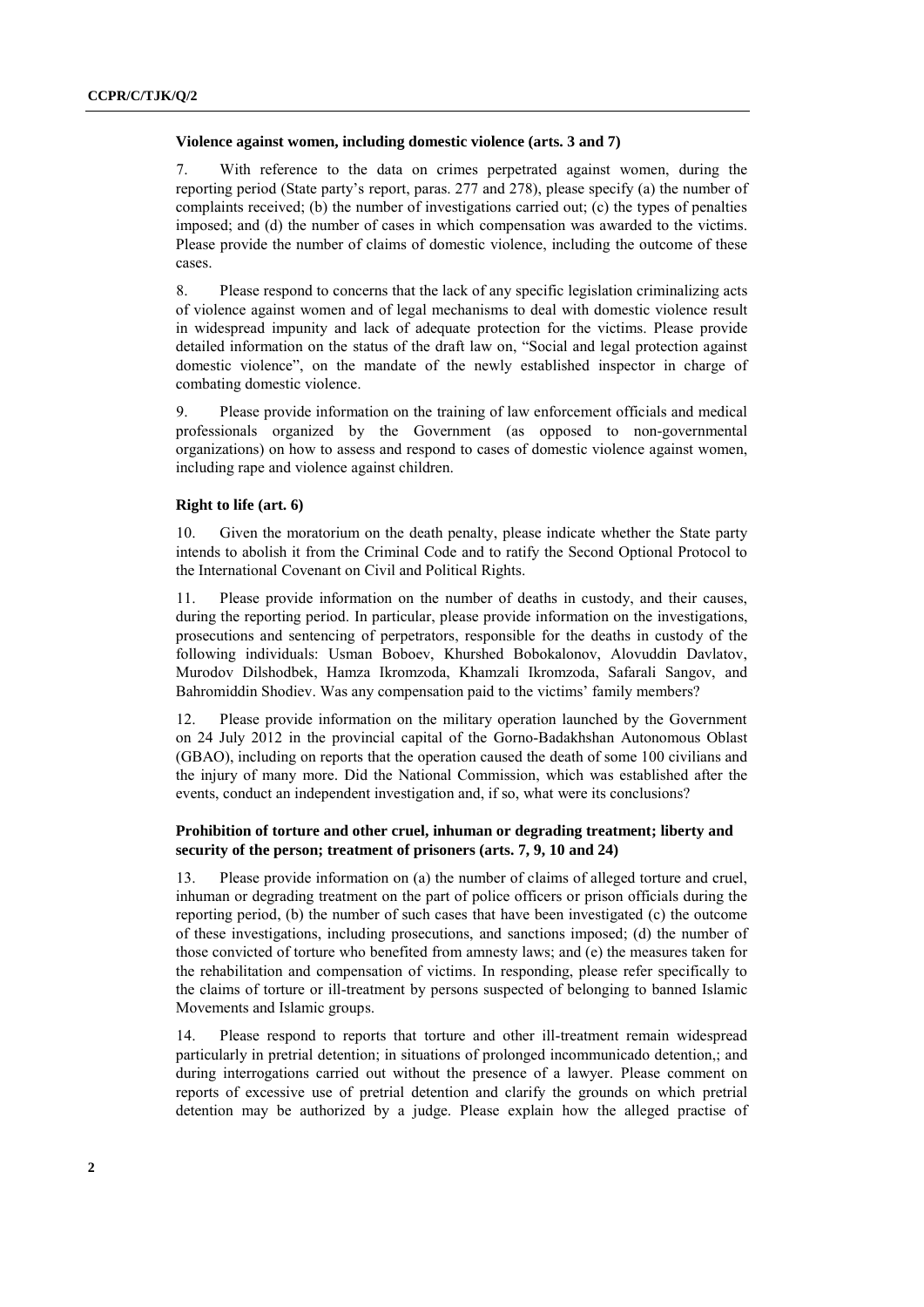### Violence against women, including domestic violence (arts. 3 and 7)

7. With reference to the data on crimes perpetrated against women, during the reporting period (State party's report, paras. 277 and 278), please specify (a) the number of complaints received; (b) the number of investigations carried out; (c) the types of penalties imposed; and (d) the number of cases in which compensation was awarded to the victims. Please provide the number of claims of domestic violence, including the outcome of these cases.

8. Please respond to concerns that the lack of any specific legislation criminalizing acts of violence against women and of legal mechanisms to deal with domestic violence result in widespread impunity and lack of adequate protection for the victims. Please provide detailed information on the status of the draft law on, "Social and legal protection against domestic violence", on the mandate of the newly established inspector in charge of combating domestic violence.

9. Please provide information on the training of law enforcement officials and medical professionals organized by the Government (as opposed to non-governmental organizations) on how to assess and respond to cases of domestic violence against women, including rape and violence against children.

### Right to life (art. 6)

10. Given the moratorium on the death penalty, please indicate whether the State party intends to abolish it from the Criminal Code and to ratify the Second Optional Protocol to the International Covenant on Civil and Political Rights.

11. Please provide information on the number of deaths in custody, and their causes, during the reporting period. In particular, please provide information on the investigations, prosecutions and sentencing of perpetrators, responsible for the deaths in custody of the following individuals: Usman Boboev, Khurshed Bobokalonov, Alovuddin Davlatov, Murodov Dilshodbek, Hamza Ikromzoda, Khamzali Ikromzoda, Safarali Sangov, and Bahromiddin Shodiev. Was any compensation paid to the victims' family members?

12. Please provide information on the military operation launched by the Government on 24 July 2012 in the provincial capital of the Gorno-Badakhshan Autonomous Oblast (GBAO), including on reports that the operation caused the death of some 100 civilians and the injury of many more. Did the National Commission, which was established after the events, conduct an independent investigation and, if so, what were its conclusions?

### Prohibition of torture and other cruel, inhuman or degrading treatment; liberty and security of the person; treatment of prisoners (arts. 7, 9, 10 and 24)

13. Please provide information on (a) the number of claims of alleged torture and cruel, inhuman or degrading treatment on the part of police officers or prison officials during the reporting period, (b) the number of such cases that have been investigated (c) the outcome of these investigations, including prosecutions, and sanctions imposed; (d) the number of those convicted of torture who benefited from amnesty laws; and (e) the measures taken for the rehabilitation and compensation of victims. In responding, please refer specifically to the claims of torture or ill-treatment by persons suspected of belonging to banned Islamic Movements and Islamic groups.

14. Please respond to reports that torture and other ill-treatment remain widespread particularly in pretrial detention; in situations of prolonged incommunicado detention,; and during interrogations carried out without the presence of a lawyer. Please comment on reports of excessive use of pretrial detention and clarify the grounds on which pretrial detention may be authorized by a judge. Please explain how the alleged practise of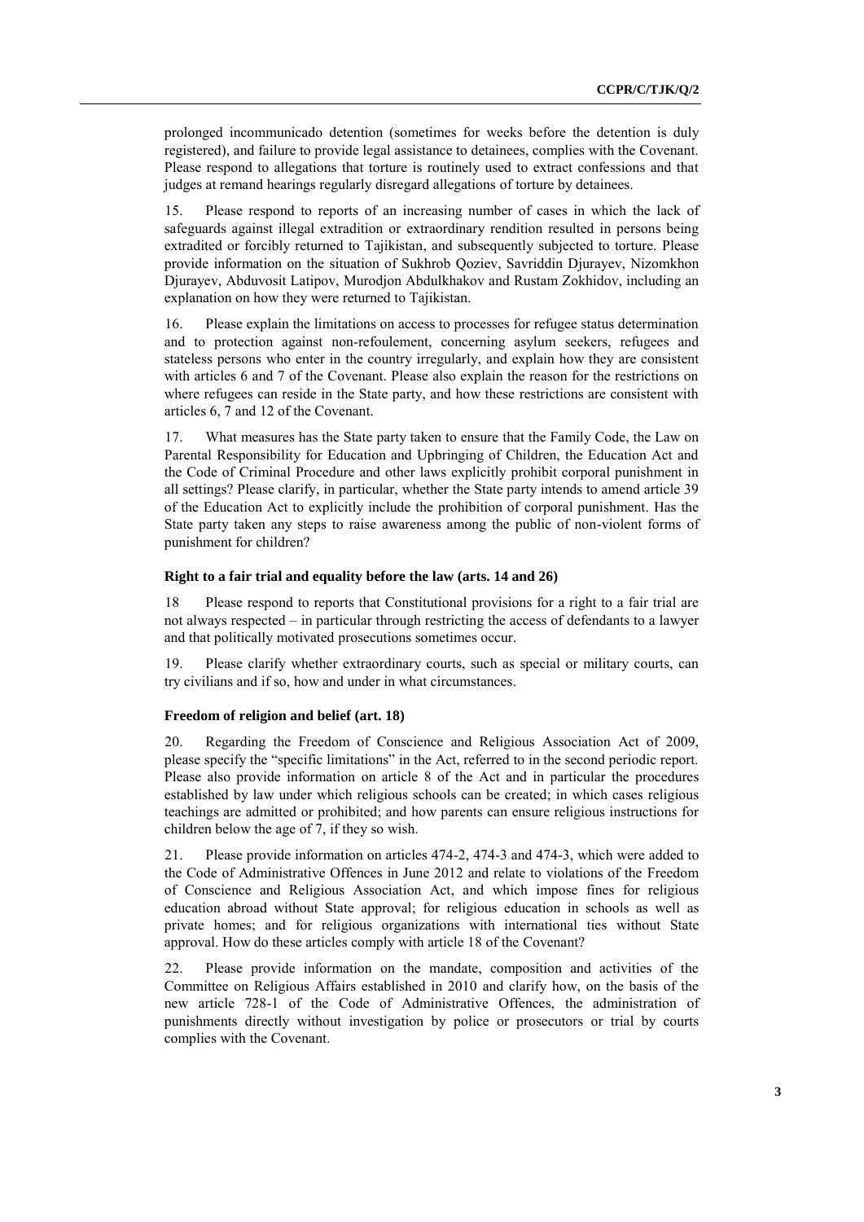prolonged incommunicado detention (sometimes for weeks before the detention is duly registered), and failure to provide legal assistance to detainees, complies with the Covenant. Please respond to allegations that torture is routinely used to extract confessions and that judges at remand hearings regularly disregard allegations of torture by detainees.

15. Please respond to reports of an increasing number of cases in which the lack of safeguards against illegal extradition or extraordinary rendition resulted in persons being extradited or forcibly returned to Tajikistan, and subsequently subjected to torture. Please provide information on the situation of Sukhrob Qoziev, Savriddin Djurayev, Nizomkhon Djurayev, Abduvosit Latipov, Murodjon Abdulkhakov and Rustam Zokhidov, including an explanation on how they were returned to Tajikistan.

16. Please explain the limitations on access to processes for refugee status determination and to protection against non-refoulement, concerning asylum seekers, refugees and stateless persons who enter in the country irregularly, and explain how they are consistent with articles 6 and 7 of the Covenant. Please also explain the reason for the restrictions on where refugees can reside in the State party, and how these restrictions are consistent with articles 6, 7 and 12 of the Covenant.

17. What measures has the State party taken to ensure that the Family Code, the Law on Parental Responsibility for Education and Upbringing of Children, the Education Act and the Code of Criminal Procedure and other laws explicitly prohibit corporal punishment in all settings? Please clarify, in particular, whether the State party intends to amend article 39 of the Education Act to explicitly include the prohibition of corporal punishment. Has the State party taken any steps to raise awareness among the public of non-violent forms of punishment for children?

### Right to a fair trial and equality before the law (arts. 14 and 26)

18 Please respond to reports that Constitutional provisions for a right to a fair trial are not always respected – in particular through restricting the access of defendants to a lawyer and that politically motivated prosecutions sometimes occur.

19. Please clarify whether extraordinary courts, such as special or military courts, can try civilians and if so, how and under in what circumstances.

### Freedom of religion and belief (art. 18)

20. Regarding the Freedom of Conscience and Religious Association Act of 2009, please specify the "specific limitations" in the Act, referred to in the second periodic report. Please also provide information on article 8 of the Act and in particular the procedures established by law under which religious schools can be created; in which cases religious teachings are admitted or prohibited; and how parents can ensure religious instructions for children below the age of 7, if they so wish.

21. Please provide information on articles 474-2, 474-3 and 474-3, which were added to the Code of Administrative Offences in June 2012 and relate to violations of the Freedom of Conscience and Religious Association Act, and which impose fines for religious education abroad without State approval; for religious education in schools as well as private homes; and for religious organizations with international ties without State approval. How do these articles comply with article 18 of the Covenant?

22. Please provide information on the mandate, composition and activities of the Committee on Religious Affairs established in 2010 and clarify how, on the basis of the new article 728-1 of the Code of Administrative Offences, the administration of punishments directly without investigation by police or prosecutors or trial by courts complies with the Covenant.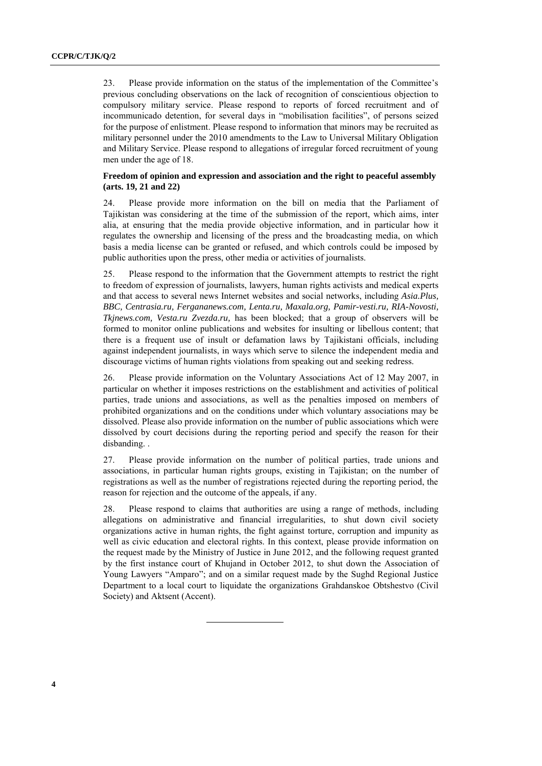23. Please provide information on the status of the implementation of the Committee's previous concluding observations on the lack of recognition of conscientious objection to compulsory military service. Please respond to reports of forced recruitment and of incommunicado detention, for several days in "mobilisation facilities", of persons seized for the purpose of enlistment. Please respond to information that minors may be recruited as military personnel under the 2010 amendments to the Law to Universal Military Obligation and Military Service. Please respond to allegations of irregular forced recruitment of young men under the age of 18.

### Freedom of opinion and expression and association and the right to peaceful assembly (arts. 19, 21 and 22)

24. Please provide more information on the bill on media that the Parliament of Tajikistan was considering at the time of the submission of the report, which aims, inter alia, at ensuring that the media provide objective information, and in particular how it regulates the ownership and licensing of the press and the broadcasting media, on which basis a media license can be granted or refused, and which controls could be imposed by public authorities upon the press, other media or activities of journalists.

25. Please respond to the information that the Government attempts to restrict the right to freedom of expression of journalists, lawyers, human rights activists and medical experts and that access to several news Internet websites and social networks, including *Asia.Plus, BBC, Centrasia.ru, Fergananews.com, Lenta.ru, Maxala.org, Pamir-vesti.ru, RIA-Novosti, Tkjnews.com, Vesta.ru Zvezda.ru,* has been blocked; that a group of observers will be formed to monitor online publications and websites for insulting or libellous content; that there is a frequent use of insult or defamation laws by Tajikistani officials, including against independent journalists, in ways which serve to silence the independent media and discourage victims of human rights violations from speaking out and seeking redress.

26. Please provide information on the Voluntary Associations Act of 12 May 2007, in particular on whether it imposes restrictions on the establishment and activities of political parties, trade unions and associations, as well as the penalties imposed on members of prohibited organizations and on the conditions under which voluntary associations may be dissolved. Please also provide information on the number of public associations which were dissolved by court decisions during the reporting period and specify the reason for their disbanding. .

27. Please provide information on the number of political parties, trade unions and associations, in particular human rights groups, existing in Tajikistan; on the number of registrations as well as the number of registrations rejected during the reporting period, the reason for rejection and the outcome of the appeals, if any.

28. Please respond to claims that authorities are using a range of methods, including allegations on administrative and financial irregularities, to shut down civil society organizations active in human rights, the fight against torture, corruption and impunity as well as civic education and electoral rights. In this context, please provide information on the request made by the Ministry of Justice in June 2012, and the following request granted by the first instance court of Khujand in October 2012, to shut down the Association of Young Lawyers "Amparo"; and on a similar request made by the Sughd Regional Justice Department to a local court to liquidate the organizations Grahdanskoe Obtshestvo (Civil Society) and Aktsent (Accent).